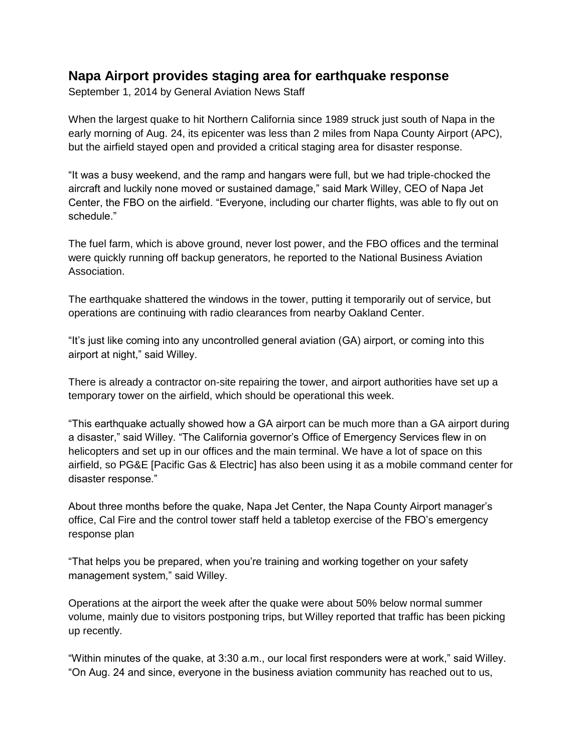## Napa Airport provides staging area for earthquake response

September 1, 2014 by General Aviation News Staff

When the largest quake to hit Northern California since 1989 struck just south of Napa in the early morning of Aug. 24, its epicenter was less than 2 miles from Napa County Airport (APC), but the airfield stayed open and provided a critical staging area for disaster response.

“It was a busy weekend, and the ramp and hangars were full, but we had triple-chocked the aircraft and luckily none moved or sustained damage,” said Mark Willey, CEO of Napa Jet Center, the FBO on the airfield. “Everyone, including our charter flights, was able to fly out on schedule.”

The fuel farm, which is above ground, never lost power, and the FBO offices and the terminal were quickly running off backup generators, he reported to the National Business Aviation Association.

The earthquake shattered the windows in the tower, putting it temporarily out of service, but operations are continuing with radio clearances from nearby Oakland Center.

“It’s just like coming into any uncontrolled general aviation (GA) airport, or coming into this airport at night,” said Willey.

There is already a contractor on-site repairing the tower, and airport authorities have set up a temporary tower on the airfield, which should be operational this week.

“This earthquake actually showed how a GA airport can be much more than a GA airport during a disaster,” said Willey. “The California governor’s Office of Emergency Services flew in on helicopters and set up in our offices and the main terminal. We have a lot of space on this airfield, so PG&E [Pacific Gas & Electric] has also been using it as a mobile command center for disaster response.”

About three months before the quake, Napa Jet Center, the Napa County Airport manager’s office, Cal Fire and the control tower staff held a tabletop exercise of the FBO’s emergency response plan

“That helps you be prepared, when you’re training and working together on your safety management system,” said Willey.

Operations at the airport the week after the quake were about 50% below normal summer volume, mainly due to visitors postponing trips, but Willey reported that traffic has been picking up recently.

“Within minutes of the quake, at 3:30 a.m., our local first responders were at work,” said Willey. “On Aug. 24 and since, everyone in the business aviation community has reached out to us,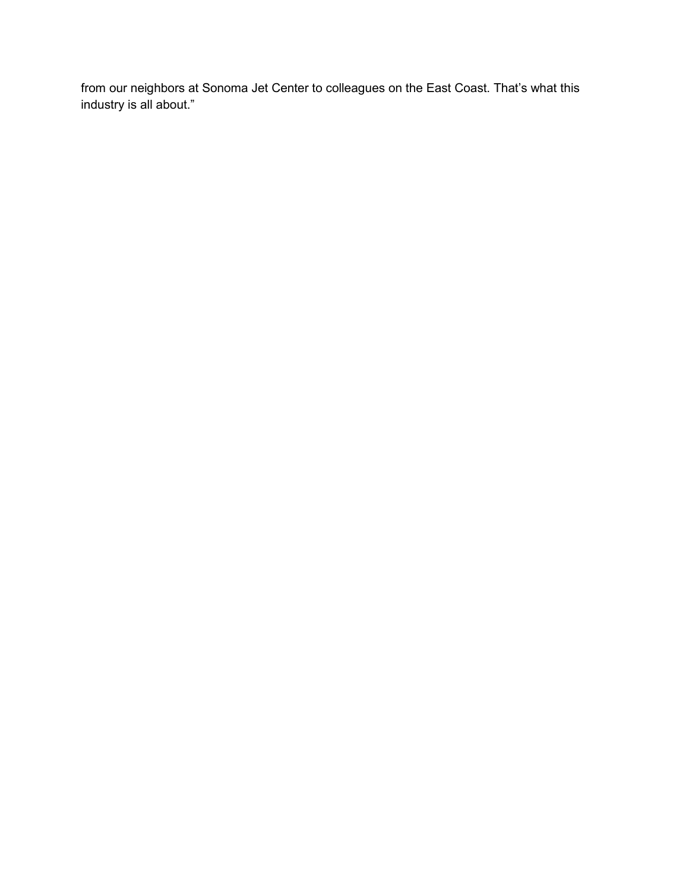from our neighbors at Sonoma Jet Center to colleagues on the East Coast. That's what this industry is all about."